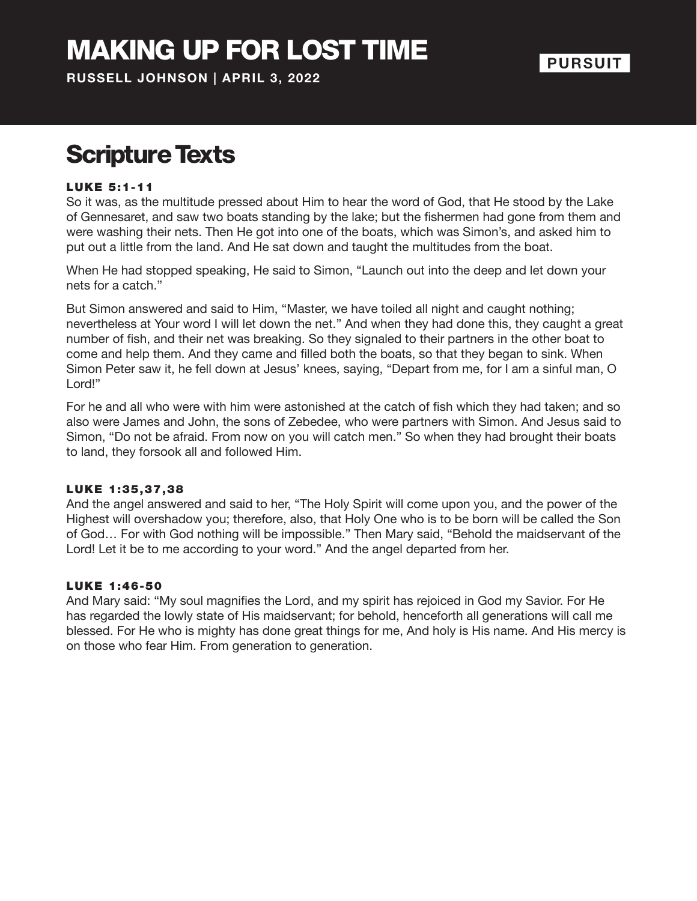# MAKING UP FOR LOST TIME

**RUSSELL JOHNSON | APRIL 3, 2022**

**PURSUIT**

## Scripture Texts

### LUKE 5:1-11

So it was, as the multitude pressed about Him to hear the word of God, that He stood by the Lake of Gennesaret, and saw two boats standing by the lake; but the fishermen had gone from them and were washing their nets. Then He got into one of the boats, which was Simon's, and asked him to put out a little from the land. And He sat down and taught the multitudes from the boat.

When He had stopped speaking, He said to Simon, "Launch out into the deep and let down your nets for a catch."

But Simon answered and said to Him, "Master, we have toiled all night and caught nothing; nevertheless at Your word I will let down the net." And when they had done this, they caught a great number of fish, and their net was breaking. So they signaled to their partners in the other boat to come and help them. And they came and filled both the boats, so that they began to sink. When Simon Peter saw it, he fell down at Jesus' knees, saying, "Depart from me, for I am a sinful man, O Lord!"

For he and all who were with him were astonished at the catch of fish which they had taken; and so also were James and John, the sons of Zebedee, who were partners with Simon. And Jesus said to Simon, "Do not be afraid. From now on you will catch men." So when they had brought their boats to land, they forsook all and followed Him.

### LUKE 1:35,37,38

And the angel answered and said to her, "The Holy Spirit will come upon you, and the power of the Highest will overshadow you; therefore, also, that Holy One who is to be born will be called the Son of God… For with God nothing will be impossible." Then Mary said, "Behold the maidservant of the Lord! Let it be to me according to your word." And the angel departed from her.

### LUKE 1:46-50

And Mary said: "My soul magnifies the Lord, and my spirit has rejoiced in God my Savior. For He has regarded the lowly state of His maidservant; for behold, henceforth all generations will call me blessed. For He who is mighty has done great things for me, And holy is His name. And His mercy is on those who fear Him. From generation to generation.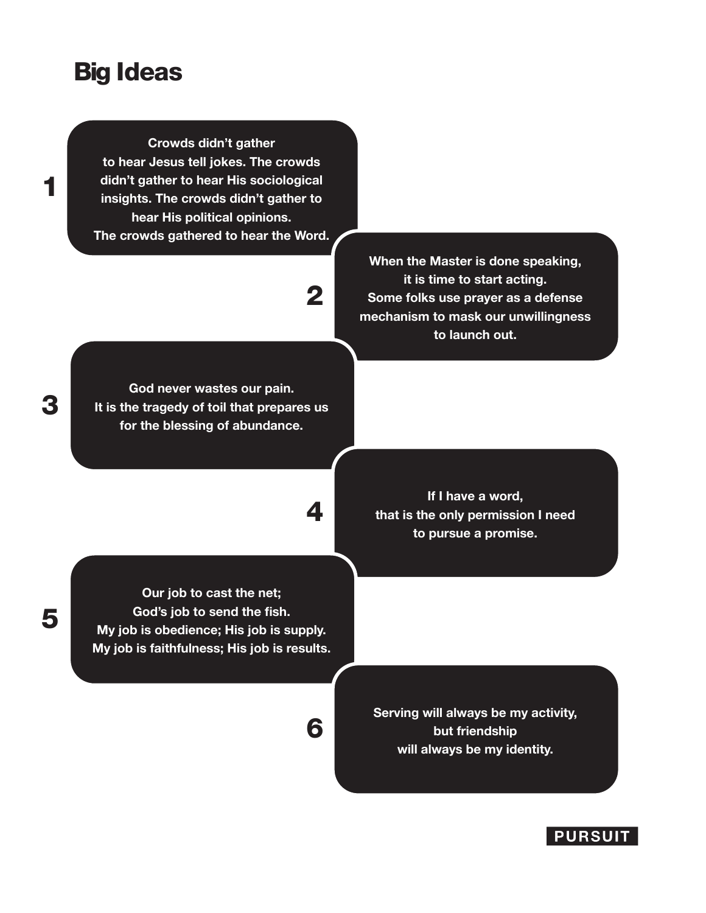# Big Ideas

1. **Crowds didn't gather to hear Jesus tell jokes. The crowds didn't gather to hear His sociological insights. The crowds didn't gather to hear His political opinions. The crowds gathered to hear the Word.**

2. **When the Master is done speaking, it is time to start acting. Some folks use prayer as a defense mechanism to mask our unwillingness to launch out.**

3. **God never wastes our pain. It is the tragedy of toil that prepares us for the blessing of abundance.**

4. **If I have a word, that is the only permission I need to pursue a promise.**

5. **Our job to cast the net; God's job to send the fish. My job is obedience; His job is supply. My job is faithfulness; His job is results.**

6. **Serving will always be my activity, but friendship will always be my identity.**

PURSUIT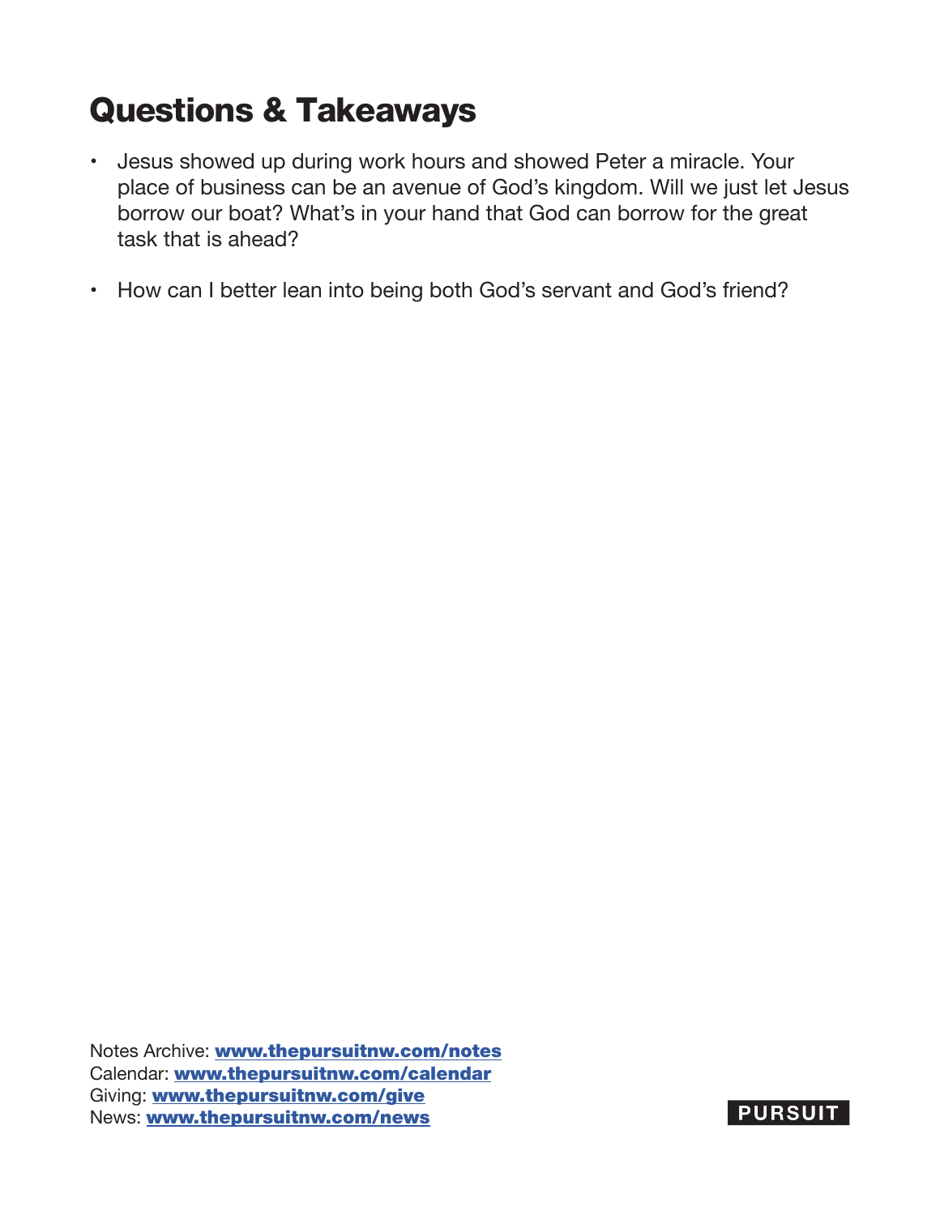# Questions & Takeaways

- Jesus showed up during work hours and showed Peter a miracle. Your place of business can be an avenue of God's kingdom. Will we just let Jesus borrow our boat? What's in your hand that God can borrow for the great task that is ahead?
- How can I better lean into being both God's servant and God's friend?

Notes Archive: **www.thepursuitnw.com/notes**
Calendar: **www.thepursuitnw.com/calendar**
Giving: **www.thepursuitnw.com/give**
News: **www.thepursuitnw.com/news**

PURSUIT